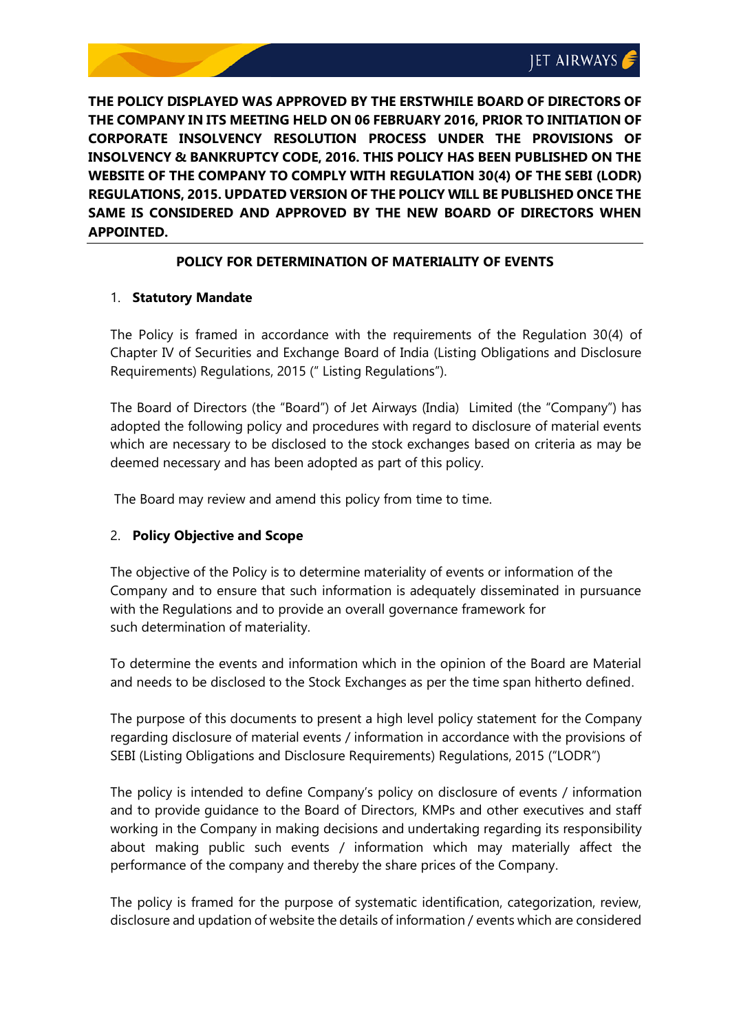**THE POLICY DISPLAYED WAS APPROVED BY THE ERSTWHILE BOARD OF DIRECTORS OF THE COMPANY IN ITS MEETING HELD ON 06 FEBRUARY 2016, PRIOR TO INITIATION OF CORPORATE INSOLVENCY RESOLUTION PROCESS UNDER THE PROVISIONS OF INSOLVENCY & BANKRUPTCY CODE, 2016. THIS POLICY HAS BEEN PUBLISHED ON THE WEBSITE OF THE COMPANY TO COMPLY WITH REGULATION 30(4) OF THE SEBI (LODR) REGULATIONS, 2015. UPDATED VERSION OF THE POLICY WILL BE PUBLISHED ONCE THE SAME IS CONSIDERED AND APPROVED BY THE NEW BOARD OF DIRECTORS WHEN APPOINTED.**

# POLICY FOR DETERMINATION OF MATERIALITY OF EVENTS

## 1. Statutory Mandate

The Policy is framed in accordance with the requirements of the Regulation 30(4) of Chapter IV of Securities and Exchange Board of India (Listing Obligations and Disclosure Requirements) Regulations, 2015 (" Listing Regulations").

The Board of Directors (the "Board") of Jet Airways (India) Limited (the "Company") has adopted the following policy and procedures with regard to disclosure of material events which are necessary to be disclosed to the stock exchanges based on criteria as may be deemed necessary and has been adopted as part of this policy.

The Board may review and amend this policy from time to time.

## 2. Policy Objective and Scope

The objective of the Policy is to determine materiality of events or information of the Company and to ensure that such information is adequately disseminated in pursuance with the Regulations and to provide an overall governance framework for such determination of materiality.

To determine the events and information which in the opinion of the Board are Material and needs to be disclosed to the Stock Exchanges as per the time span hitherto defined.

The purpose of this documents to present a high level policy statement for the Company regarding disclosure of material events / information in accordance with the provisions of SEBI (Listing Obligations and Disclosure Requirements) Regulations, 2015 ("LODR")

The policy is intended to define Company's policy on disclosure of events / information and to provide guidance to the Board of Directors, KMPs and other executives and staff working in the Company in making decisions and undertaking regarding its responsibility about making public such events / information which may materially affect the performance of the company and thereby the share prices of the Company.

The policy is framed for the purpose of systematic identification, categorization, review, disclosure and updation of website the details of information / events which are considered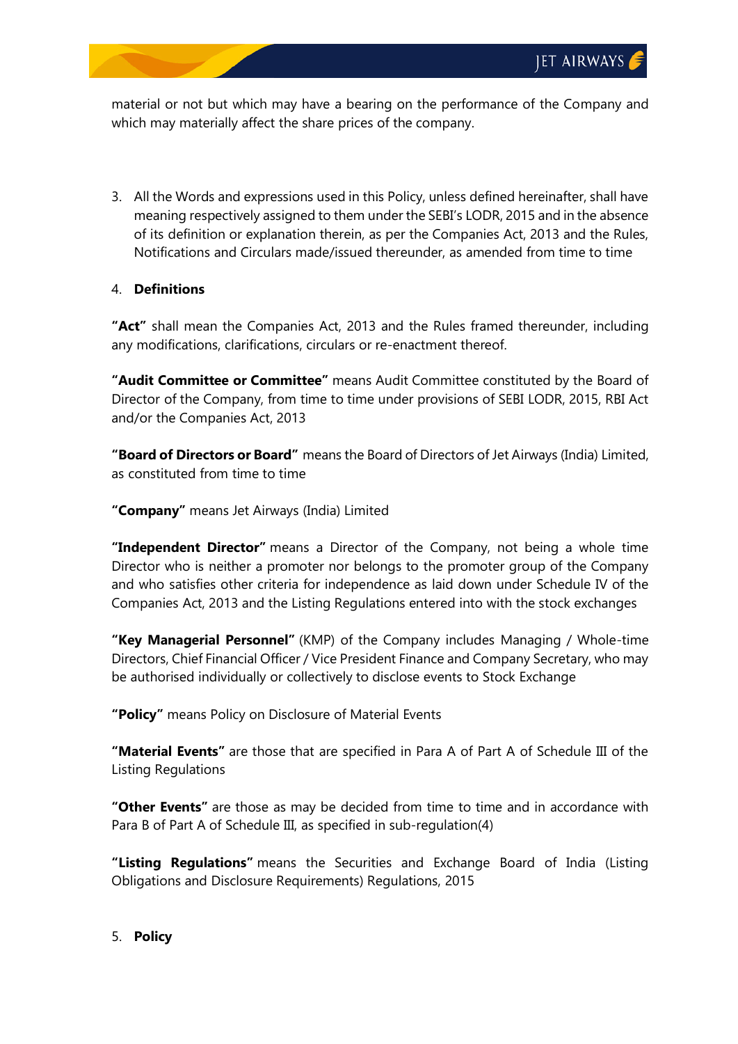material or not but which may have a bearing on the performance of the Company and which may materially affect the share prices of the company.

3. All the Words and expressions used in this Policy, unless defined hereinafter, shall have meaning respectively assigned to them under the SEBI's LODR, 2015 and in the absence of its definition or explanation therein, as per the Companies Act, 2013 and the Rules, Notifications and Circulars made/issued thereunder, as amended from time to time

4. **Definitions**

**"Act"** shall mean the Companies Act, 2013 and the Rules framed thereunder, including any modifications, clarifications, circulars or re-enactment thereof.

**"Audit Committee or Committee"** means Audit Committee constituted by the Board of Director of the Company, from time to time under provisions of SEBI LODR, 2015, RBI Act and/or the Companies Act, 2013

**"Board of Directors or Board"** means the Board of Directors of Jet Airways (India) Limited, as constituted from time to time

**"Company"** means Jet Airways (India) Limited

**"Independent Director"** means a Director of the Company, not being a whole time Director who is neither a promoter nor belongs to the promoter group of the Company and who satisfies other criteria for independence as laid down under Schedule IV of the Companies Act, 2013 and the Listing Regulations entered into with the stock exchanges

**"Key Managerial Personnel"** (KMP) of the Company includes Managing / Whole-time Directors, Chief Financial Officer / Vice President Finance and Company Secretary, who may be authorised individually or collectively to disclose events to Stock Exchange

**"Policy"** means Policy on Disclosure of Material Events

**"Material Events"** are those that are specified in Para A of Part A of Schedule III of the Listing Regulations

**"Other Events"** are those as may be decided from time to time and in accordance with Para B of Part A of Schedule III, as specified in sub-regulation(4)

**"Listing Regulations"** means the Securities and Exchange Board of India (Listing Obligations and Disclosure Requirements) Regulations, 2015

5. **Policy**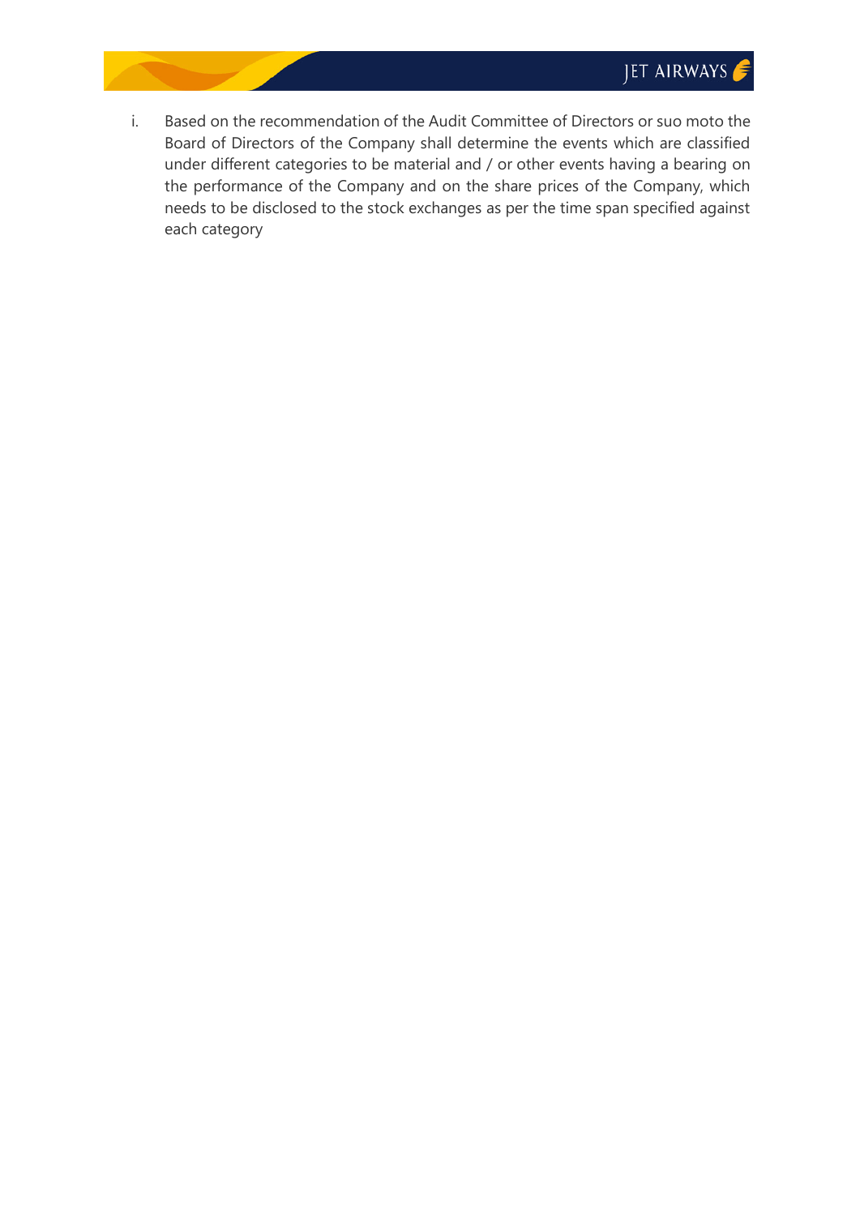i. Based on the recommendation of the Audit Committee of Directors or suo moto the Board of Directors of the Company shall determine the events which are classified under different categories to be material and / or other events having a bearing on the performance of the Company and on the share prices of the Company, which needs to be disclosed to the stock exchanges as per the time span specified against each category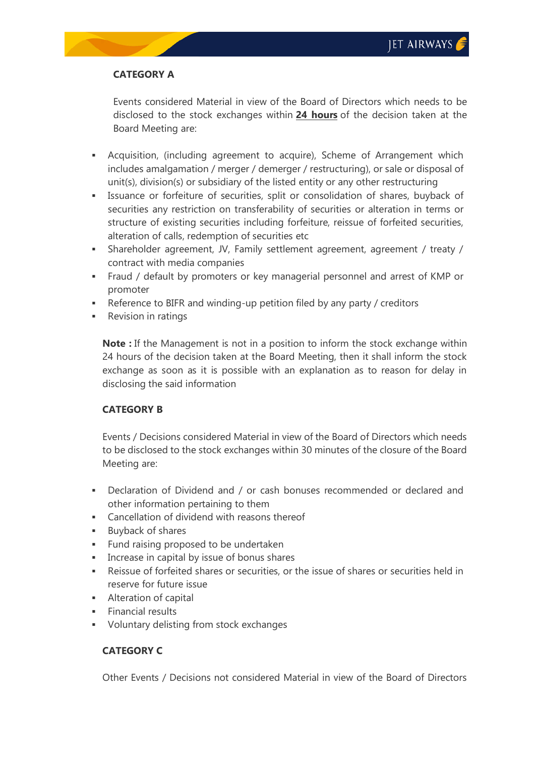### CATEGORY A

Events considered Material in view of the Board of Directors which needs to be disclosed to the stock exchanges within **24 hours** of the decision taken at the Board Meeting are:

- Acquisition, (including agreement to acquire), Scheme of Arrangement which includes amalgamation / merger / demerger / restructuring), or sale or disposal of unit(s), division(s) or subsidiary of the listed entity or any other restructuring
- Issuance or forfeiture of securities, split or consolidation of shares, buyback of securities any restriction on transferability of securities or alteration in terms or structure of existing securities including forfeiture, reissue of forfeited securities, alteration of calls, redemption of securities etc
- Shareholder agreement, JV, Family settlement agreement, agreement / treaty / contract with media companies
- Fraud / default by promoters or key managerial personnel and arrest of KMP or promoter
- Reference to BIFR and winding-up petition filed by any party / creditors
- Revision in ratings

**Note :** If the Management is not in a position to inform the stock exchange within 24 hours of the decision taken at the Board Meeting, then it shall inform the stock exchange as soon as it is possible with an explanation as to reason for delay in disclosing the said information

### CATEGORY B

Events / Decisions considered Material in view of the Board of Directors which needs to be disclosed to the stock exchanges within 30 minutes of the closure of the Board Meeting are:

- Declaration of Dividend and / or cash bonuses recommended or declared and other information pertaining to them
- Cancellation of dividend with reasons thereof
- Buyback of shares
- Fund raising proposed to be undertaken
- Increase in capital by issue of bonus shares
- Reissue of forfeited shares or securities, or the issue of shares or securities held in reserve for future issue
- Alteration of capital
- Financial results
- Voluntary delisting from stock exchanges

### CATEGORY C

Other Events / Decisions not considered Material in view of the Board of Directors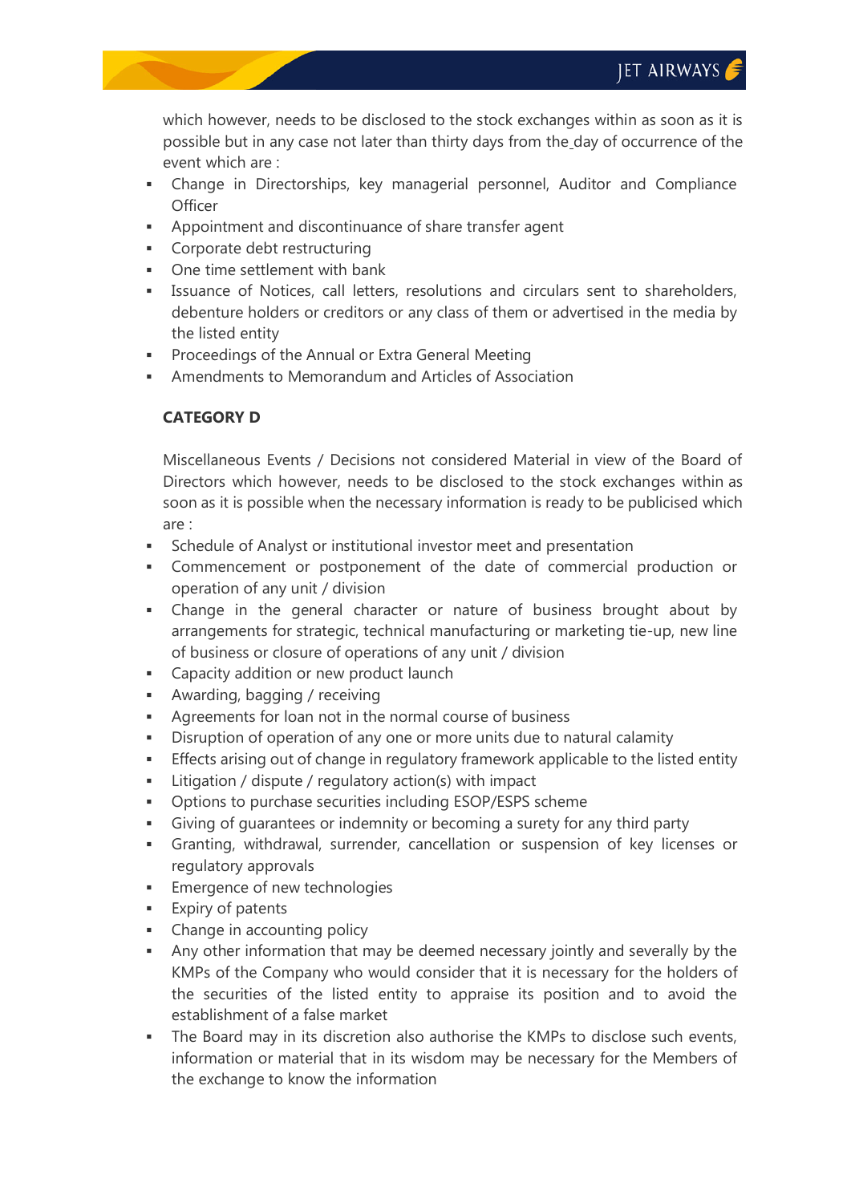which however, needs to be disclosed to the stock exchanges within as soon as it is possible but in any case not later than thirty days from the day of occurrence of the event which are :

- Change in Directorships, key managerial personnel, Auditor and Compliance Officer
- Appointment and discontinuance of share transfer agent
- Corporate debt restructuring
- One time settlement with bank
- Issuance of Notices, call letters, resolutions and circulars sent to shareholders, debenture holders or creditors or any class of them or advertised in the media by the listed entity
- Proceedings of the Annual or Extra General Meeting
- Amendments to Memorandum and Articles of Association

**CATEGORY D**

Miscellaneous Events / Decisions not considered Material in view of the Board of Directors which however, needs to be disclosed to the stock exchanges within as soon as it is possible when the necessary information is ready to be publicised which are :

- Schedule of Analyst or institutional investor meet and presentation
- Commencement or postponement of the date of commercial production or operation of any unit / division
- Change in the general character or nature of business brought about by arrangements for strategic, technical manufacturing or marketing tie-up, new line of business or closure of operations of any unit / division
- Capacity addition or new product launch
- Awarding, bagging / receiving
- Agreements for loan not in the normal course of business
- Disruption of operation of any one or more units due to natural calamity
- Effects arising out of change in regulatory framework applicable to the listed entity
- Litigation / dispute / regulatory action(s) with impact
- Options to purchase securities including ESOP/ESPS scheme
- Giving of guarantees or indemnity or becoming a surety for any third party
- Granting, withdrawal, surrender, cancellation or suspension of key licenses or regulatory approvals
- Emergence of new technologies
- Expiry of patents
- Change in accounting policy
- Any other information that may be deemed necessary jointly and severally by the KMPs of the Company who would consider that it is necessary for the holders of the securities of the listed entity to appraise its position and to avoid the establishment of a false market
- The Board may in its discretion also authorise the KMPs to disclose such events, information or material that in its wisdom may be necessary for the Members of the exchange to know the information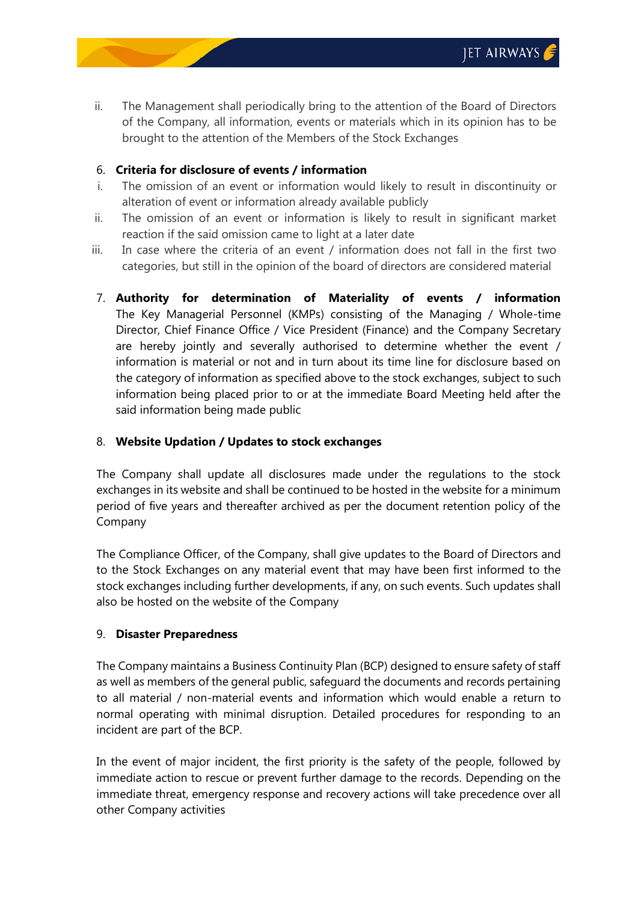ii. The Management shall periodically bring to the attention of the Board of Directors of the Company, all information, events or materials which in its opinion has to be brought to the attention of the Members of the Stock Exchanges

6. **Criteria for disclosure of events / information**

i. The omission of an event or information would likely to result in discontinuity or alteration of event or information already available publicly

ii. The omission of an event or information is likely to result in significant market reaction if the said omission came to light at a later date

iii. In case where the criteria of an event / information does not fall in the first two categories, but still in the opinion of the board of directors are considered material

7. **Authority for determination of Materiality of events / information**
The Key Managerial Personnel (KMPs) consisting of the Managing / Whole-time Director, Chief Finance Office / Vice President (Finance) and the Company Secretary are hereby jointly and severally authorised to determine whether the event / information is material or not and in turn about its time line for disclosure based on the category of information as specified above to the stock exchanges, subject to such information being placed prior to or at the immediate Board Meeting held after the said information being made public

8. **Website Updation / Updates to stock exchanges**

The Company shall update all disclosures made under the regulations to the stock exchanges in its website and shall be continued to be hosted in the website for a minimum period of five years and thereafter archived as per the document retention policy of the Company

The Compliance Officer, of the Company, shall give updates to the Board of Directors and to the Stock Exchanges on any material event that may have been first informed to the stock exchanges including further developments, if any, on such events. Such updates shall also be hosted on the website of the Company

9. **Disaster Preparedness**

The Company maintains a Business Continuity Plan (BCP) designed to ensure safety of staff as well as members of the general public, safeguard the documents and records pertaining to all material / non-material events and information which would enable a return to normal operating with minimal disruption. Detailed procedures for responding to an incident are part of the BCP.

In the event of major incident, the first priority is the safety of the people, followed by immediate action to rescue or prevent further damage to the records. Depending on the immediate threat, emergency response and recovery actions will take precedence over all other Company activities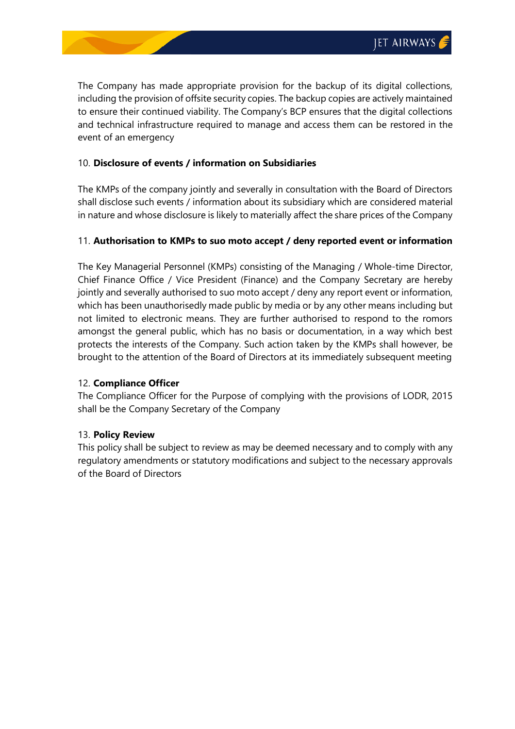The Company has made appropriate provision for the backup of its digital collections, including the provision of offsite security copies. The backup copies are actively maintained to ensure their continued viability. The Company's BCP ensures that the digital collections and technical infrastructure required to manage and access them can be restored in the event of an emergency

10. **Disclosure of events / information on Subsidiaries**

The KMPs of the company jointly and severally in consultation with the Board of Directors shall disclose such events / information about its subsidiary which are considered material in nature and whose disclosure is likely to materially affect the share prices of the Company

11. **Authorisation to KMPs to suo moto accept / deny reported event or information**

The Key Managerial Personnel (KMPs) consisting of the Managing / Whole-time Director, Chief Finance Office / Vice President (Finance) and the Company Secretary are hereby jointly and severally authorised to suo moto accept / deny any report event or information, which has been unauthorisedly made public by media or by any other means including but not limited to electronic means. They are further authorised to respond to the romors amongst the general public, which has no basis or documentation, in a way which best protects the interests of the Company. Such action taken by the KMPs shall however, be brought to the attention of the Board of Directors at its immediately subsequent meeting

12. **Compliance Officer**

The Compliance Officer for the Purpose of complying with the provisions of LODR, 2015 shall be the Company Secretary of the Company

13. **Policy Review**

This policy shall be subject to review as may be deemed necessary and to comply with any regulatory amendments or statutory modifications and subject to the necessary approvals of the Board of Directors